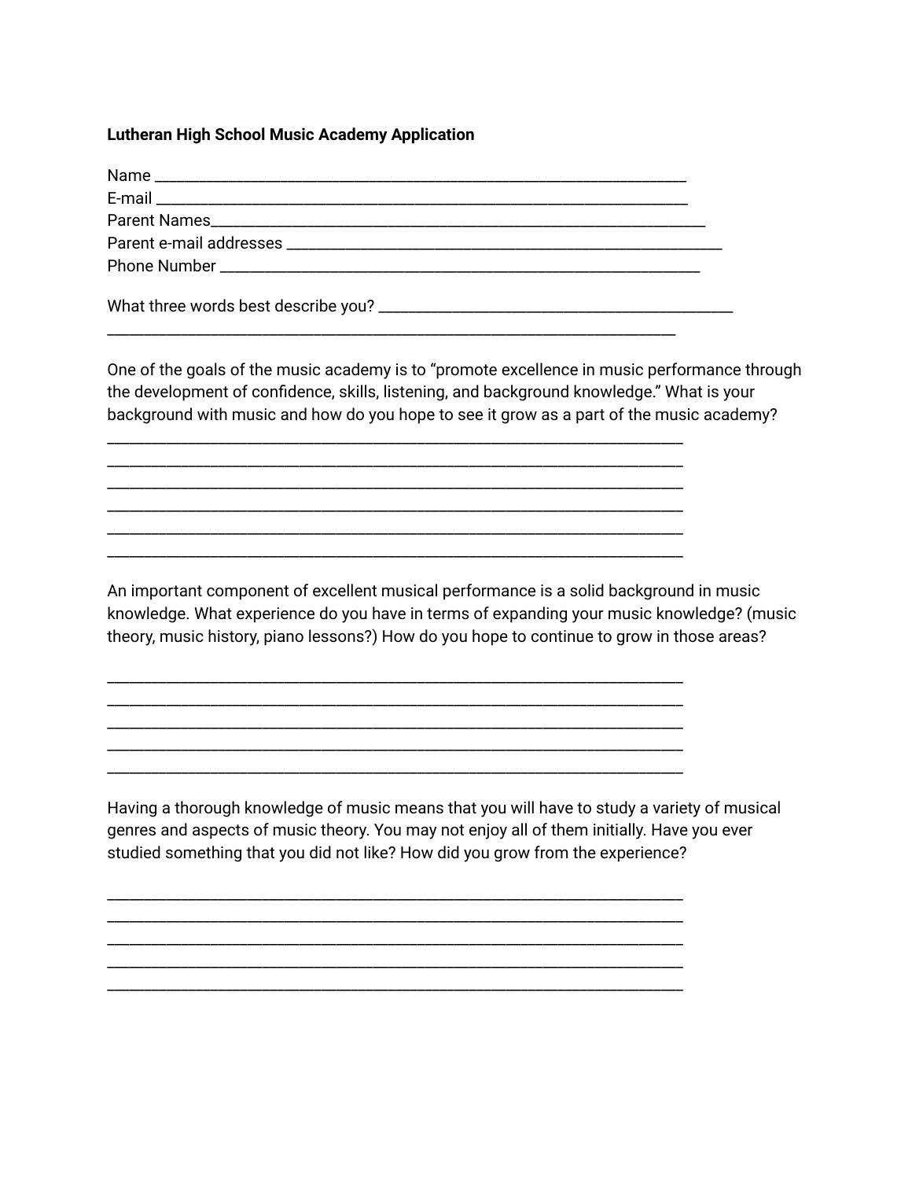**Lutheran High School Music Academy Application**

Name ____________________________________________________________________

E-mail ____________________________________________________________________

Parent Names______________________________________________________________

Parent e-mail addresses ____________________________________________________

Phone Number ______________________________________________________________

What three words best describe you? __________________________________________

______________________________________________________________________

One of the goals of the music academy is to "promote excellence in music performance through the development of confidence, skills, listening, and background knowledge." What is your background with music and how do you hope to see it grow as a part of the music academy?

______________________________________________________________________

______________________________________________________________________

______________________________________________________________________

______________________________________________________________________

______________________________________________________________________

______________________________________________________________________

An important component of excellent musical performance is a solid background in music knowledge. What experience do you have in terms of expanding your music knowledge? (music theory, music history, piano lessons?) How do you hope to continue to grow in those areas?

______________________________________________________________________

______________________________________________________________________

______________________________________________________________________

______________________________________________________________________

______________________________________________________________________

Having a thorough knowledge of music means that you will have to study a variety of musical genres and aspects of music theory. You may not enjoy all of them initially. Have you ever studied something that you did not like? How did you grow from the experience?

______________________________________________________________________

______________________________________________________________________

______________________________________________________________________

______________________________________________________________________

______________________________________________________________________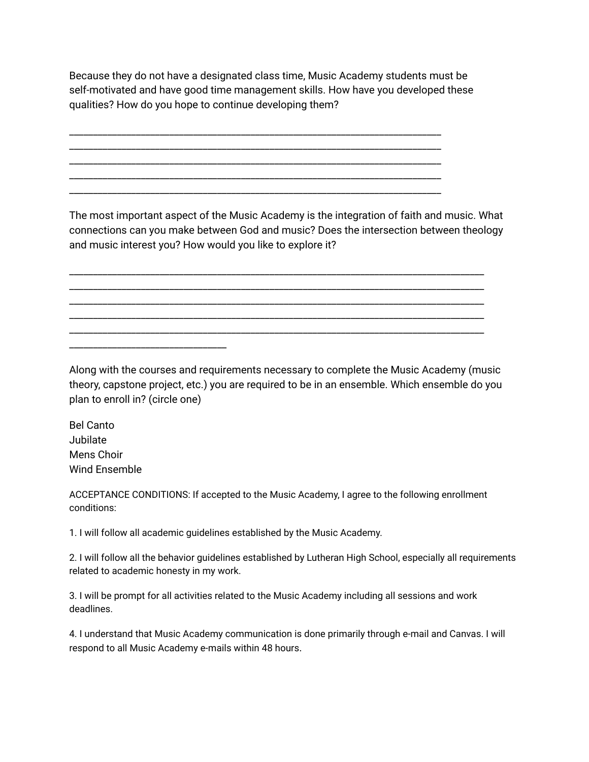Because they do not have a designated class time, Music Academy students must be self-motivated and have good time management skills. How have you developed these qualities? How do you hope to continue developing them?

______________________________________________________________________________
______________________________________________________________________________
______________________________________________________________________________
______________________________________________________________________________
______________________________________________________________________________

The most important aspect of the Music Academy is the integration of faith and music. What connections can you make between God and music? Does the intersection between theology and music interest you? How would you like to explore it?

______________________________________________________________________________
______________________________________________________________________________
______________________________________________________________________________
______________________________________________________________________________
______________________________________________________________________________
______________________________

Along with the courses and requirements necessary to complete the Music Academy (music theory, capstone project, etc.) you are required to be in an ensemble. Which ensemble do you plan to enroll in? (circle one)

Bel Canto
Jubilate
Mens Choir
Wind Ensemble

ACCEPTANCE CONDITIONS: If accepted to the Music Academy, I agree to the following enrollment conditions:

1. I will follow all academic guidelines established by the Music Academy.

2. I will follow all the behavior guidelines established by Lutheran High School, especially all requirements related to academic honesty in my work.

3. I will be prompt for all activities related to the Music Academy including all sessions and work deadlines.

4. I understand that Music Academy communication is done primarily through e-mail and Canvas. I will respond to all Music Academy e-mails within 48 hours.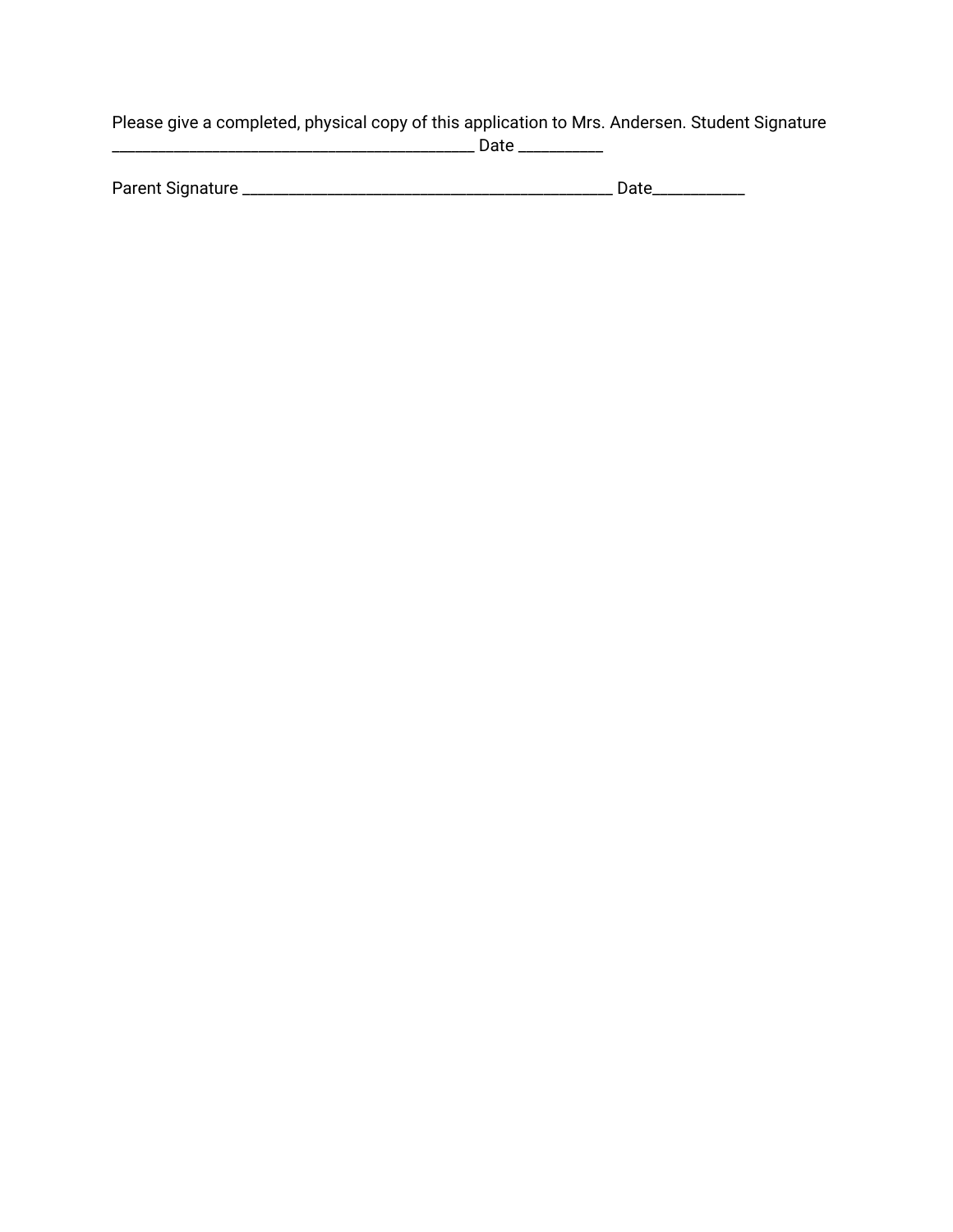Please give a completed, physical copy of this application to Mrs. Andersen. Student Signature ___________________________________________ Date __________

Parent Signature ____________________________________________ Date___________